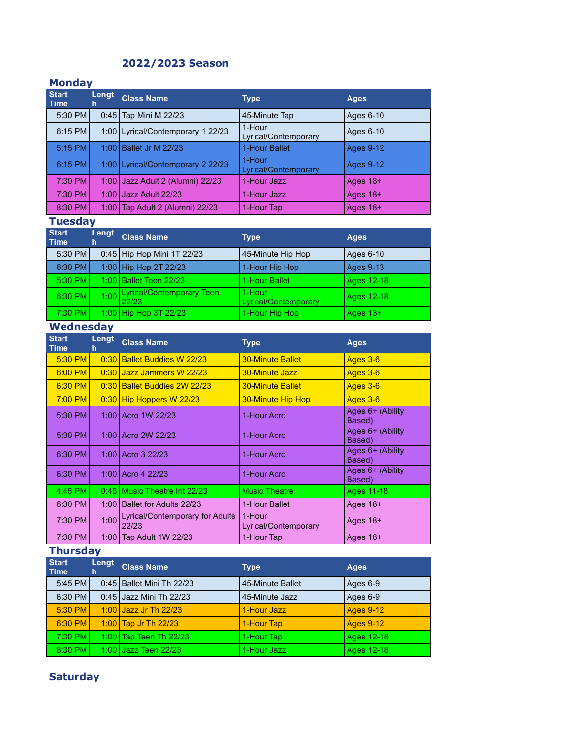# 2022/2023 Season

## Monday

| Start Time | Length | Class Name | Type | Ages |
|---|---|---|---|---|
| 5:30 PM | 0:45 | Tap Mini M 22/23 | 45-Minute Tap | Ages 6-10 |
| 6:15 PM | 1:00 | Lyrical/Contemporary 1 22/23 | 1-Hour Lyrical/Contemporary | Ages 6-10 |
| 5:15 PM | 1:00 | Ballet Jr M 22/23 | 1-Hour Ballet | Ages 9-12 |
| 6:15 PM | 1:00 | Lyrical/Contemporary 2 22/23 | 1-Hour Lyrical/Contemporary | Ages 9-12 |
| 7:30 PM | 1:00 | Jazz Adult 2 (Alumni) 22/23 | 1-Hour Jazz | Ages 18+ |
| 7:30 PM | 1:00 | Jazz Adult 22/23 | 1-Hour Jazz | Ages 18+ |
| 8:30 PM | 1:00 | Tap Adult 2 (Alumni) 22/23 | 1-Hour Tap | Ages 18+ |

## Tuesday

| Start Time | Length | Class Name | Type | Ages |
|---|---|---|---|---|
| 5:30 PM | 0:45 | Hip Hop Mini 1T 22/23 | 45-Minute Hip Hop | Ages 6-10 |
| 6:30 PM | 1:00 | Hip Hop 2T 22/23 | 1-Hour Hip Hop | Ages 9-13 |
| 5:30 PM | 1:00 | Ballet Teen 22/23 | 1-Hour Ballet | Ages 12-18 |
| 6:30 PM | 1:00 | Lyrical/Contemporary Teen 22/23 | 1-Hour Lyrical/Contemporary | Ages 12-18 |
| 7:30 PM | 1:00 | Hip Hop 3T 22/23 | 1-Hour Hip Hop | Ages 13+ |

## Wednesday

| Start Time | Length | Class Name | Type | Ages |
|---|---|---|---|---|
| 5:30 PM | 0:30 | Ballet Buddies W 22/23 | 30-Minute Ballet | Ages 3-6 |
| 6:00 PM | 0:30 | Jazz Jammers W 22/23 | 30-Minute Jazz | Ages 3-6 |
| 6:30 PM | 0:30 | Ballet Buddies 2W 22/23 | 30-Minute Ballet | Ages 3-6 |
| 7:00 PM | 0:30 | Hip Hoppers W 22/23 | 30-Minute Hip Hop | Ages 3-6 |
| 5:30 PM | 1:00 | Acro 1W 22/23 | 1-Hour Acro | Ages 6+ (Ability Based) |
| 5:30 PM | 1:00 | Acro 2W 22/23 | 1-Hour Acro | Ages 6+ (Ability Based) |
| 6:30 PM | 1:00 | Acro 3 22/23 | 1-Hour Acro | Ages 6+ (Ability Based) |
| 6:30 PM | 1:00 | Acro 4 22/23 | 1-Hour Acro | Ages 6+ (Ability Based) |
| 4:45 PM | 0:45 | Music Theatre Int 22/23 | Music Theatre | Ages 11-18 |
| 6:30 PM | 1:00 | Ballet for Adults 22/23 | 1-Hour Ballet | Ages 18+ |
| 7:30 PM | 1:00 | Lyrical/Contemporary for Adults 22/23 | 1-Hour Lyrical/Contemporary | Ages 18+ |
| 7:30 PM | 1:00 | Tap Adult 1W 22/23 | 1-Hour Tap | Ages 18+ |

## Thursday

| Start Time | Length | Class Name | Type | Ages |
|---|---|---|---|---|
| 5:45 PM | 0:45 | Ballet Mini Th 22/23 | 45-Minute Ballet | Ages 6-9 |
| 6:30 PM | 0:45 | Jazz Mini Th 22/23 | 45-Minute Jazz | Ages 6-9 |
| 5:30 PM | 1:00 | Jazz Jr Th 22/23 | 1-Hour Jazz | Ages 9-12 |
| 6:30 PM | 1:00 | Tap Jr Th 22/23 | 1-Hour Tap | Ages 9-12 |
| 7:30 PM | 1:00 | Tap Teen Th 22/23 | 1-Hour Tap | Ages 12-18 |
| 8:30 PM | 1:00 | Jazz Teen 22/23 | 1-Hour Jazz | Ages 12-18 |

## Saturday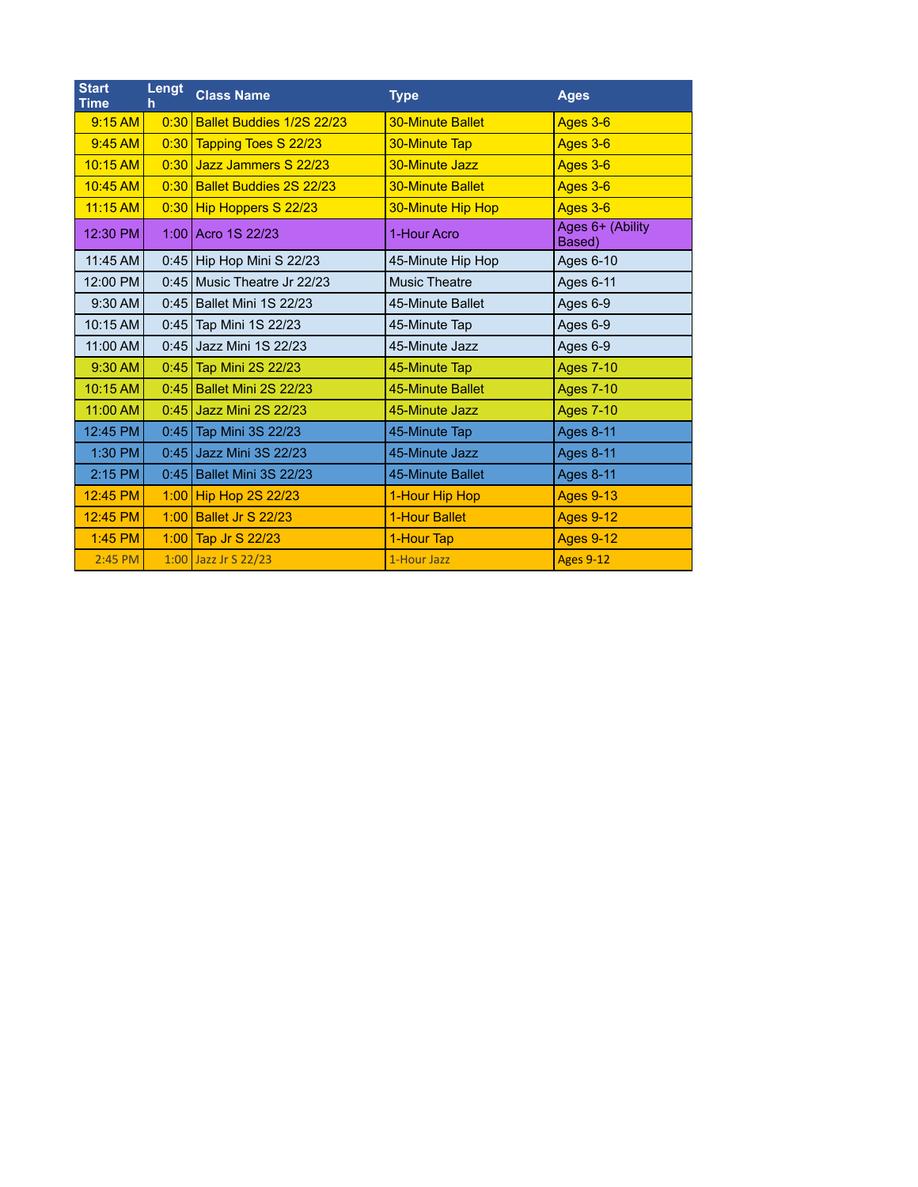| Start Time | Length | Class Name | Type | Ages |
|---|---|---|---|---|
| 9:15 AM | 0:30 | Ballet Buddies 1/2S 22/23 | 30-Minute Ballet | Ages 3-6 |
| 9:45 AM | 0:30 | Tapping Toes S 22/23 | 30-Minute Tap | Ages 3-6 |
| 10:15 AM | 0:30 | Jazz Jammers S 22/23 | 30-Minute Jazz | Ages 3-6 |
| 10:45 AM | 0:30 | Ballet Buddies 2S 22/23 | 30-Minute Ballet | Ages 3-6 |
| 11:15 AM | 0:30 | Hip Hoppers S 22/23 | 30-Minute Hip Hop | Ages 3-6 |
| 12:30 PM | 1:00 | Acro 1S 22/23 | 1-Hour Acro | Ages 6+ (Ability Based) |
| 11:45 AM | 0:45 | Hip Hop Mini S 22/23 | 45-Minute Hip Hop | Ages 6-10 |
| 12:00 PM | 0:45 | Music Theatre Jr 22/23 | Music Theatre | Ages 6-11 |
| 9:30 AM | 0:45 | Ballet Mini 1S 22/23 | 45-Minute Ballet | Ages 6-9 |
| 10:15 AM | 0:45 | Tap Mini 1S 22/23 | 45-Minute Tap | Ages 6-9 |
| 11:00 AM | 0:45 | Jazz Mini 1S 22/23 | 45-Minute Jazz | Ages 6-9 |
| 9:30 AM | 0:45 | Tap Mini 2S 22/23 | 45-Minute Tap | Ages 7-10 |
| 10:15 AM | 0:45 | Ballet Mini 2S 22/23 | 45-Minute Ballet | Ages 7-10 |
| 11:00 AM | 0:45 | Jazz Mini 2S 22/23 | 45-Minute Jazz | Ages 7-10 |
| 12:45 PM | 0:45 | Tap Mini 3S 22/23 | 45-Minute Tap | Ages 8-11 |
| 1:30 PM | 0:45 | Jazz Mini 3S 22/23 | 45-Minute Jazz | Ages 8-11 |
| 2:15 PM | 0:45 | Ballet Mini 3S 22/23 | 45-Minute Ballet | Ages 8-11 |
| 12:45 PM | 1:00 | Hip Hop 2S 22/23 | 1-Hour Hip Hop | Ages 9-13 |
| 12:45 PM | 1:00 | Ballet Jr S 22/23 | 1-Hour Ballet | Ages 9-12 |
| 1:45 PM | 1:00 | Tap Jr S 22/23 | 1-Hour Tap | Ages 9-12 |
| 2:45 PM | 1:00 | Jazz Jr S 22/23 | 1-Hour Jazz | Ages 9-12 |